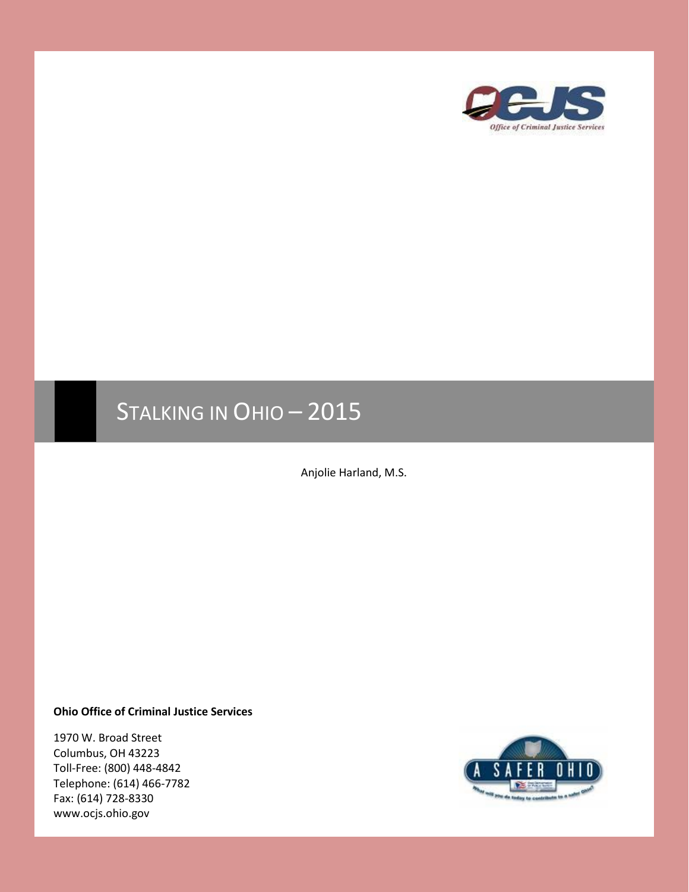# Stalking in Ohio – 2015

Anjolie Harland, M.S.

**Ohio Office of Criminal Justice Services**

1970 W. Broad Street
Columbus, OH 43223
Toll-Free: (800) 448-4842
Telephone: (614) 466-7782
Fax: (614) 728-8330
www.ocjs.ohio.gov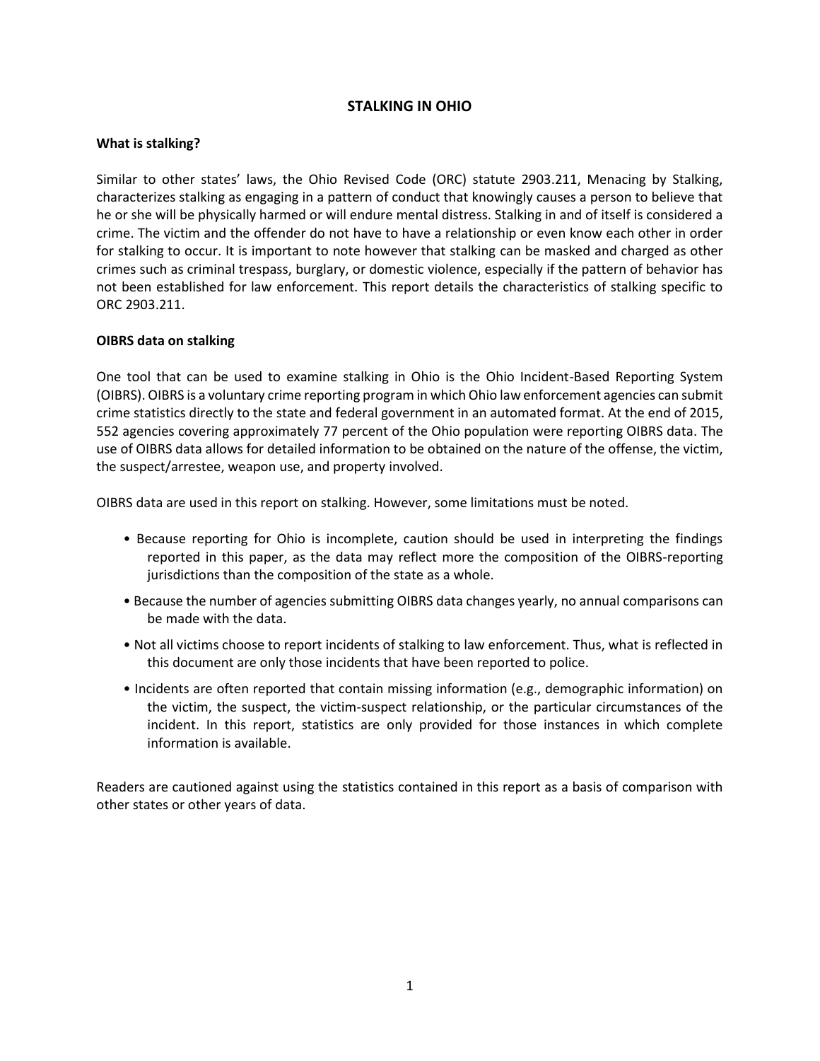# STALKING IN OHIO

## What is stalking?

Similar to other states' laws, the Ohio Revised Code (ORC) statute 2903.211, Menacing by Stalking, characterizes stalking as engaging in a pattern of conduct that knowingly causes a person to believe that he or she will be physically harmed or will endure mental distress. Stalking in and of itself is considered a crime. The victim and the offender do not have to have a relationship or even know each other in order for stalking to occur. It is important to note however that stalking can be masked and charged as other crimes such as criminal trespass, burglary, or domestic violence, especially if the pattern of behavior has not been established for law enforcement. This report details the characteristics of stalking specific to ORC 2903.211.

## OIBRS data on stalking

One tool that can be used to examine stalking in Ohio is the Ohio Incident-Based Reporting System (OIBRS). OIBRS is a voluntary crime reporting program in which Ohio law enforcement agencies can submit crime statistics directly to the state and federal government in an automated format. At the end of 2015, 552 agencies covering approximately 77 percent of the Ohio population were reporting OIBRS data. The use of OIBRS data allows for detailed information to be obtained on the nature of the offense, the victim, the suspect/arrestee, weapon use, and property involved.

OIBRS data are used in this report on stalking. However, some limitations must be noted.

- Because reporting for Ohio is incomplete, caution should be used in interpreting the findings reported in this paper, as the data may reflect more the composition of the OIBRS-reporting jurisdictions than the composition of the state as a whole.
- Because the number of agencies submitting OIBRS data changes yearly, no annual comparisons can be made with the data.
- Not all victims choose to report incidents of stalking to law enforcement. Thus, what is reflected in this document are only those incidents that have been reported to police.
- Incidents are often reported that contain missing information (e.g., demographic information) on the victim, the suspect, the victim-suspect relationship, or the particular circumstances of the incident. In this report, statistics are only provided for those instances in which complete information is available.

Readers are cautioned against using the statistics contained in this report as a basis of comparison with other states or other years of data.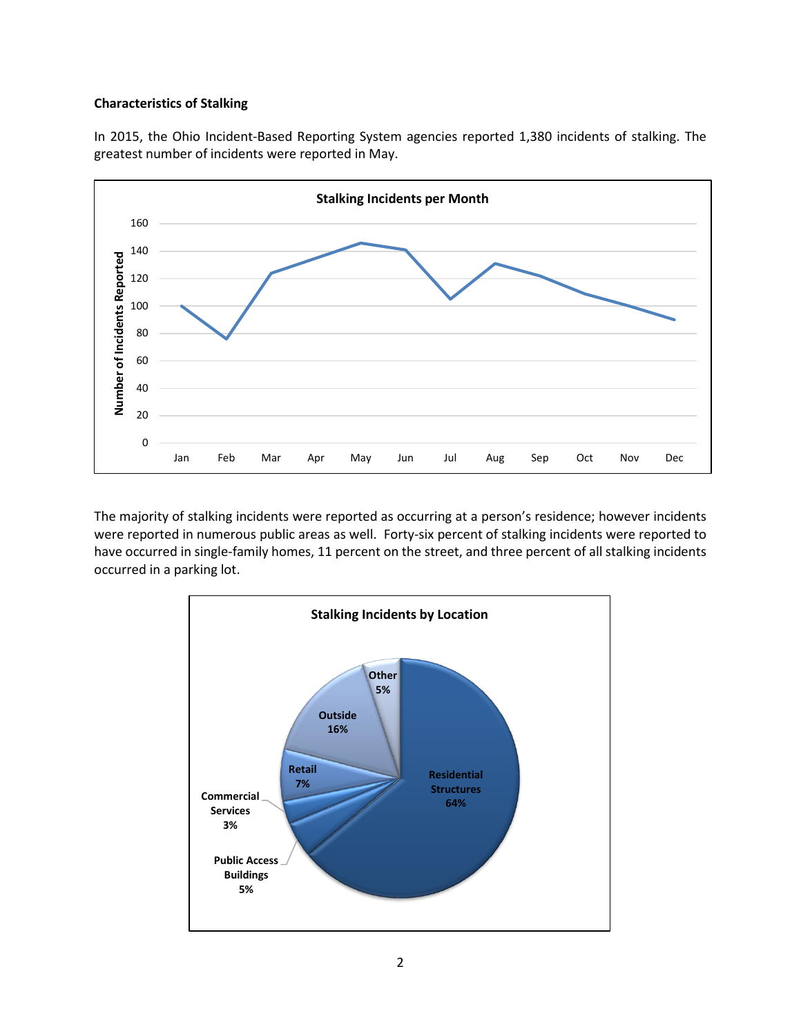**Characteristics of Stalking**

In 2015, the Ohio Incident-Based Reporting System agencies reported 1,380 incidents of stalking. The greatest number of incidents were reported in May.

The majority of stalking incidents were reported as occurring at a person's residence; however incidents were reported in numerous public areas as well. Forty-six percent of stalking incidents were reported to have occurred in single-family homes, 11 percent on the street, and three percent of all stalking incidents occurred in a parking lot.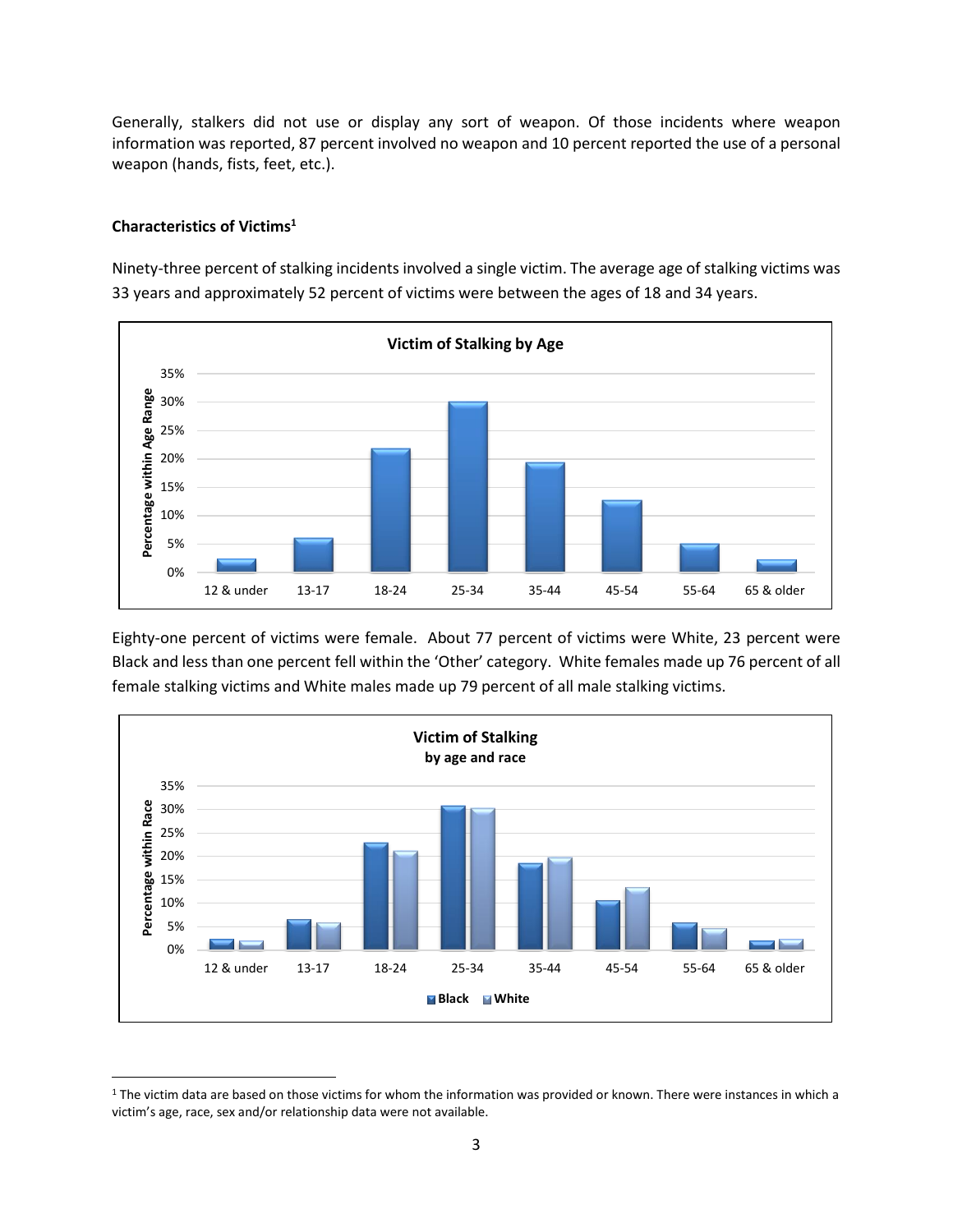Generally, stalkers did not use or display any sort of weapon. Of those incidents where weapon information was reported, 87 percent involved no weapon and 10 percent reported the use of a personal weapon (hands, fists, feet, etc.).

**Characteristics of Victims**[1]

Ninety-three percent of stalking incidents involved a single victim. The average age of stalking victims was 33 years and approximately 52 percent of victims were between the ages of 18 and 34 years.

Eighty-one percent of victims were female. About 77 percent of victims were White, 23 percent were Black and less than one percent fell within the 'Other' category. White females made up 76 percent of all female stalking victims and White males made up 79 percent of all male stalking victims.

[1] The victim data are based on those victims for whom the information was provided or known. There were instances in which a victim's age, race, sex and/or relationship data were not available.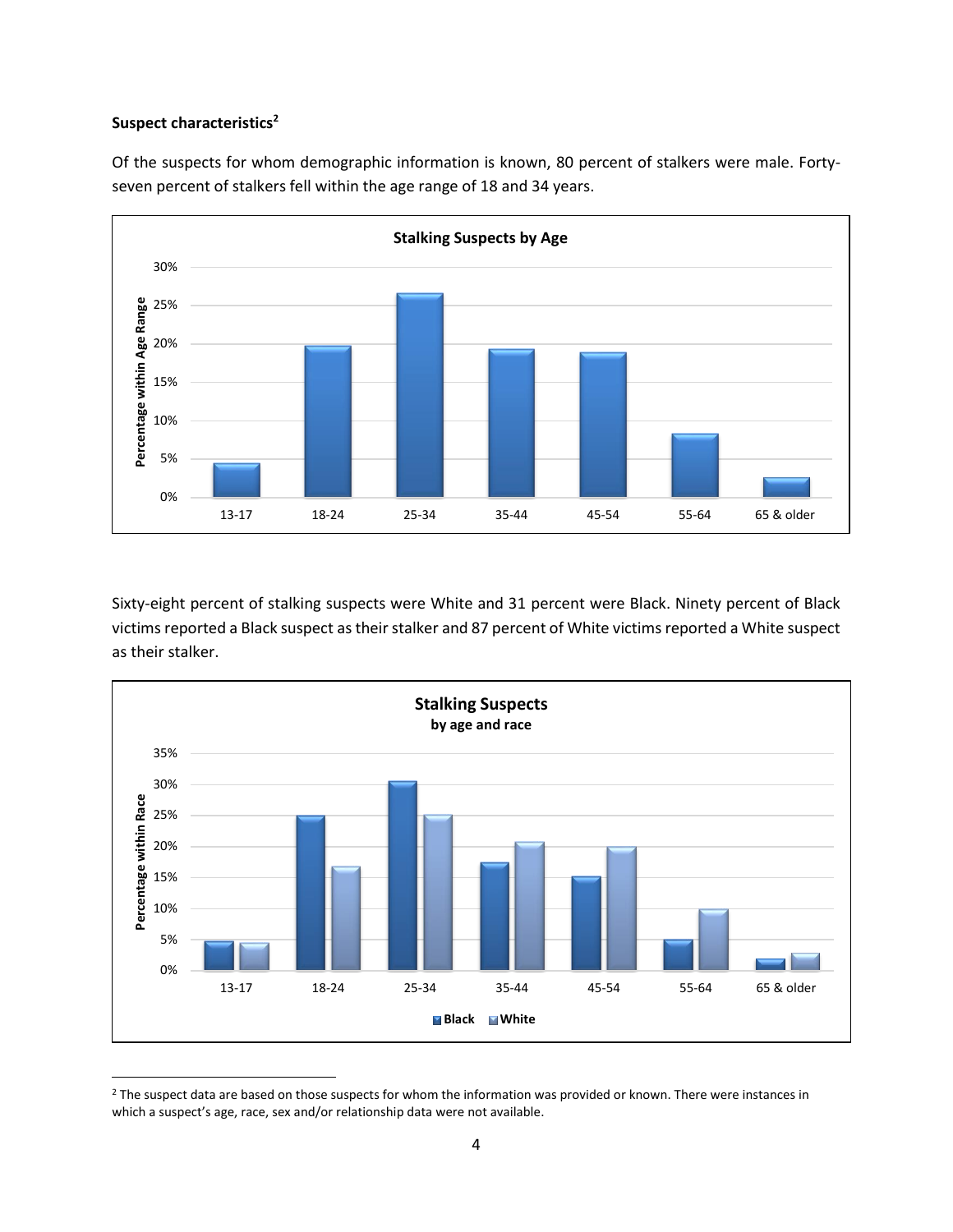**Suspect characteristics**[2]

Of the suspects for whom demographic information is known, 80 percent of stalkers were male. Forty-seven percent of stalkers fell within the age range of 18 and 34 years.

Sixty-eight percent of stalking suspects were White and 31 percent were Black. Ninety percent of Black victims reported a Black suspect as their stalker and 87 percent of White victims reported a White suspect as their stalker.

[2] The suspect data are based on those suspects for whom the information was provided or known. There were instances in which a suspect's age, race, sex and/or relationship data were not available.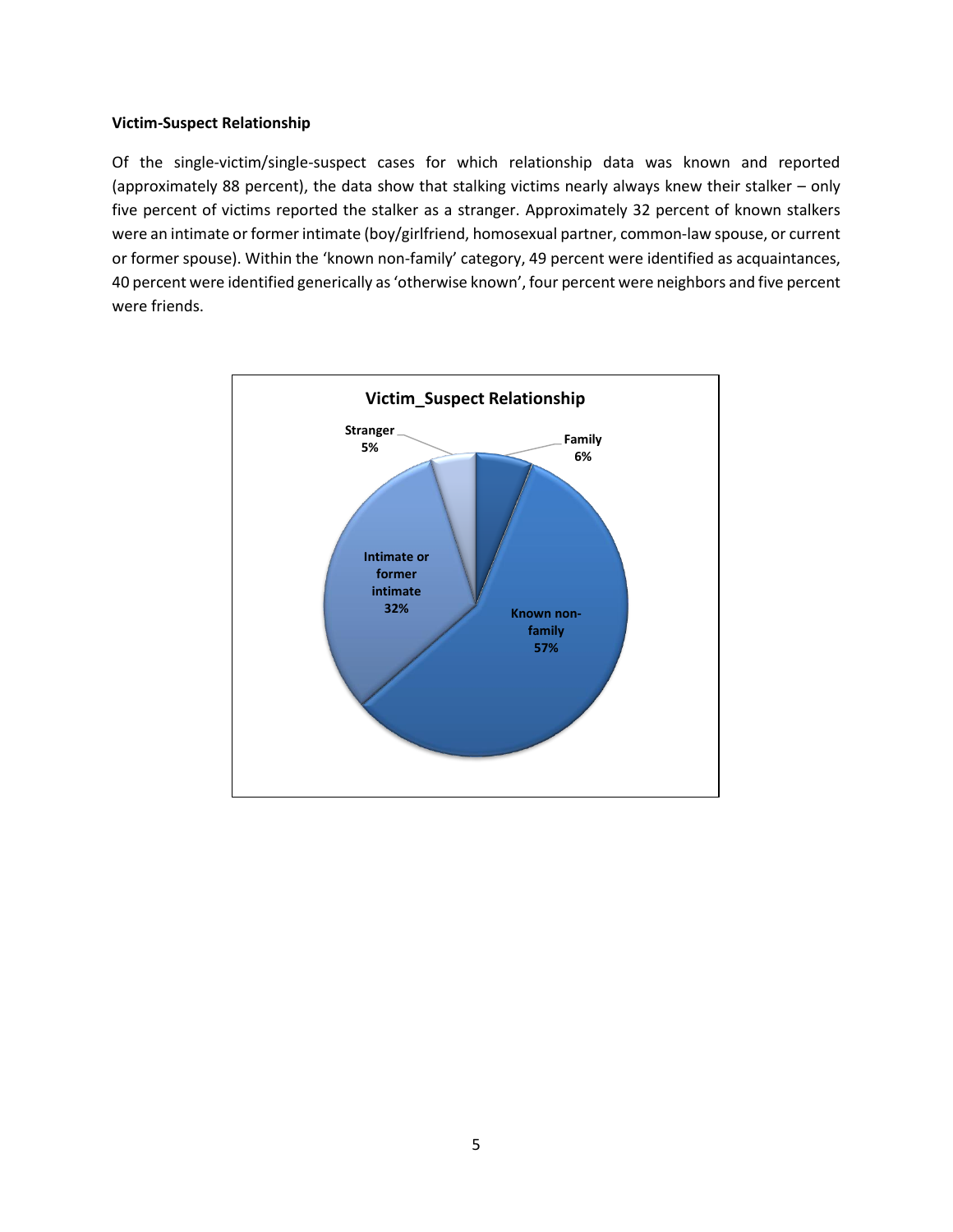**Victim-Suspect Relationship**

Of the single-victim/single-suspect cases for which relationship data was known and reported (approximately 88 percent), the data show that stalking victims nearly always knew their stalker – only five percent of victims reported the stalker as a stranger. Approximately 32 percent of known stalkers were an intimate or former intimate (boy/girlfriend, homosexual partner, common-law spouse, or current or former spouse). Within the 'known non-family' category, 49 percent were identified as acquaintances, 40 percent were identified generically as 'otherwise known', four percent were neighbors and five percent were friends.

**Victim_Suspect Relationship**

| Relationship | Percent |
| --- | --- |
| Family | 6% |
| Known non-family | 57% |
| Intimate or former intimate | 32% |
| Stranger | 5% |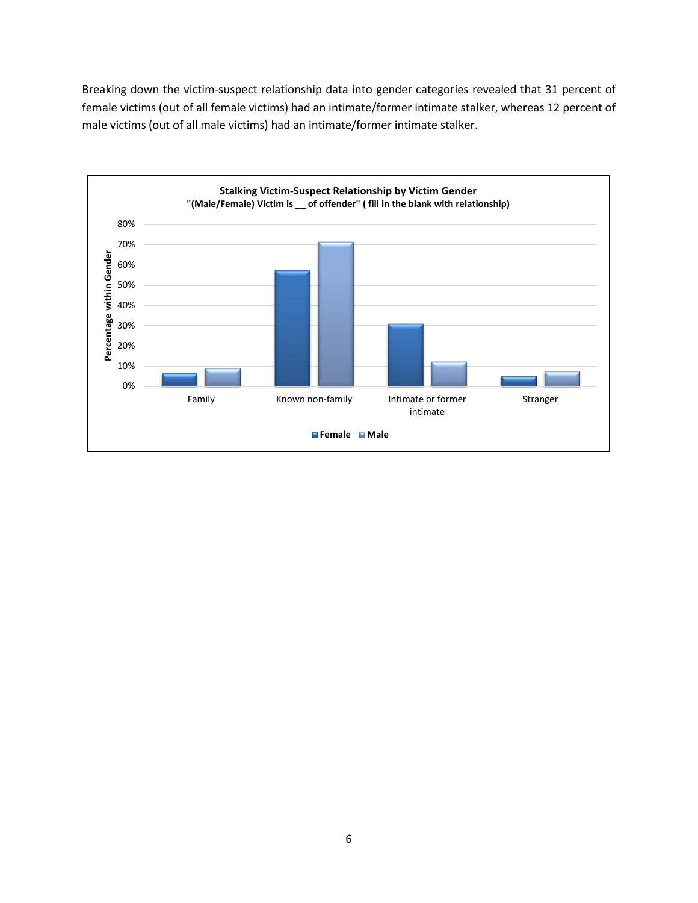Breaking down the victim-suspect relationship data into gender categories revealed that 31 percent of female victims (out of all female victims) had an intimate/former intimate stalker, whereas 12 percent of male victims (out of all male victims) had an intimate/former intimate stalker.

**Stalking Victim-Suspect Relationship by Victim Gender**
**"(Male/Female) Victim is __ of offender" ( fill in the blank with relationship)**

Percentage within Gender

80%
70%
60%
50%
40%
30%
20%
10%
0%

Family
Known non-family
Intimate or former intimate
Stranger

Female
Male